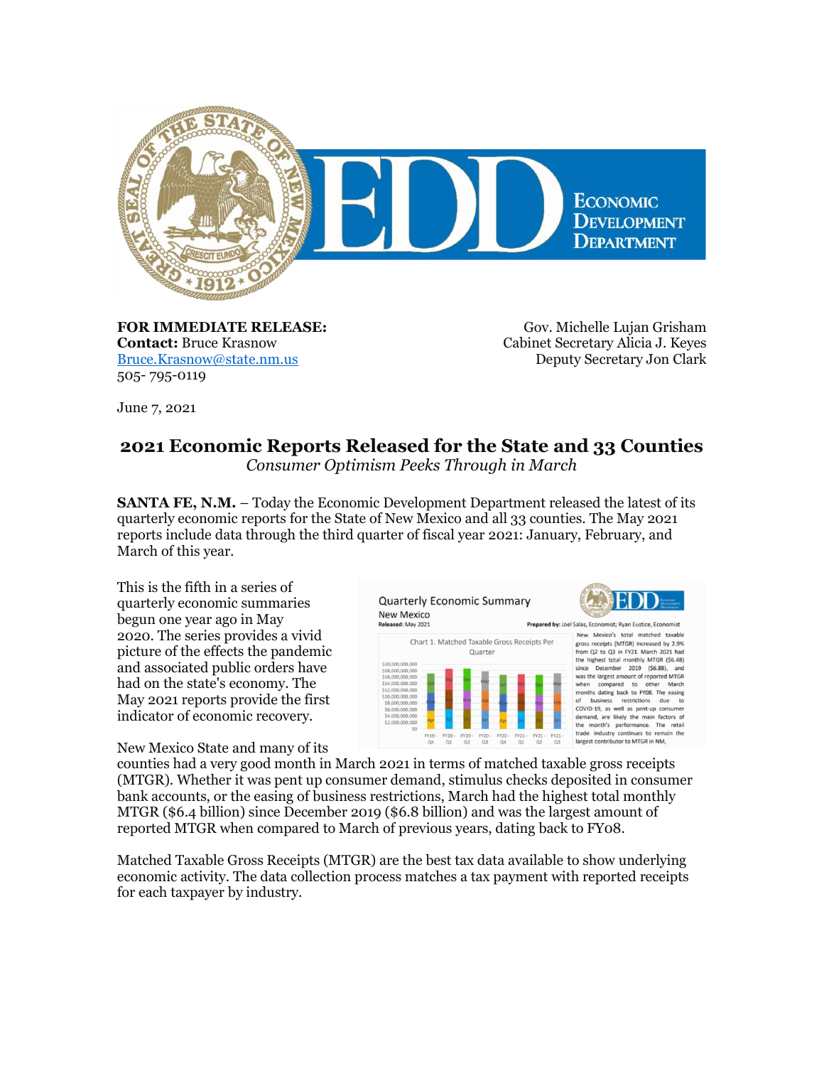**FOR IMMEDIATE RELEASE:**
**Contact:** Bruce Krasnow
Bruce.Krasnow@state.nm.us
505- 795-0119

Gov. Michelle Lujan Grisham
Cabinet Secretary Alicia J. Keyes
Deputy Secretary Jon Clark

June 7, 2021

# 2021 Economic Reports Released for the State and 33 Counties

*Consumer Optimism Peeks Through in March*

**SANTA FE, N.M.** – Today the Economic Development Department released the latest of its quarterly economic reports for the State of New Mexico and all 33 counties. The May 2021 reports include data through the third quarter of fiscal year 2021: January, February, and March of this year.

This is the fifth in a series of quarterly economic summaries begun one year ago in May 2020. The series provides a vivid picture of the effects the pandemic and associated public orders have had on the state's economy. The May 2021 reports provide the first indicator of economic recovery.

New Mexico State and many of its counties had a very good month in March 2021 in terms of matched taxable gross receipts (MTGR). Whether it was pent up consumer demand, stimulus checks deposited in consumer bank accounts, or the easing of business restrictions, March had the highest total monthly MTGR ($6.4 billion) since December 2019 ($6.8 billion) and was the largest amount of reported MTGR when compared to March of previous years, dating back to FY08.

Matched Taxable Gross Receipts (MTGR) are the best tax data available to show underlying economic activity. The data collection process matches a tax payment with reported receipts for each taxpayer by industry.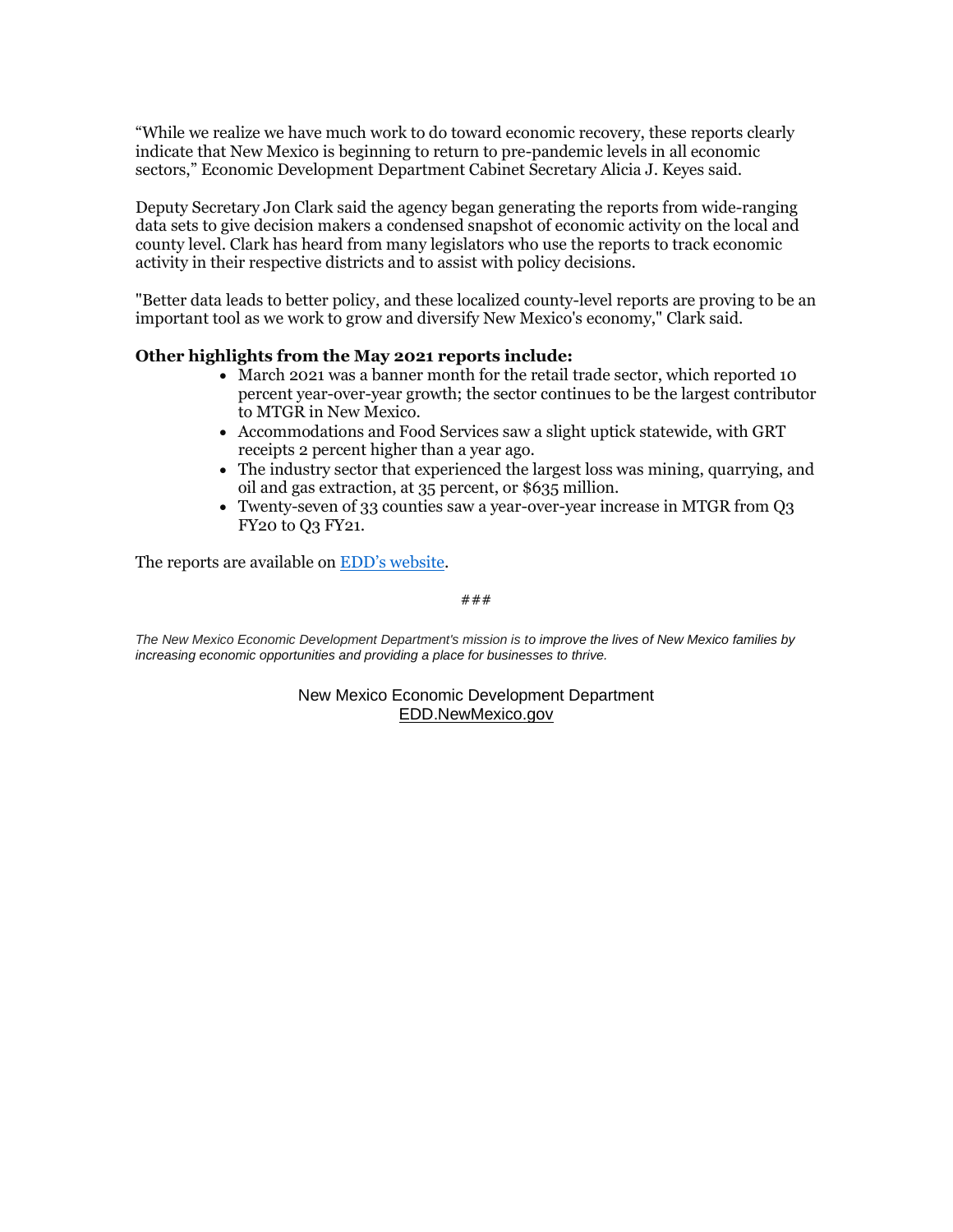"While we realize we have much work to do toward economic recovery, these reports clearly indicate that New Mexico is beginning to return to pre-pandemic levels in all economic sectors," Economic Development Department Cabinet Secretary Alicia J. Keyes said.

Deputy Secretary Jon Clark said the agency began generating the reports from wide-ranging data sets to give decision makers a condensed snapshot of economic activity on the local and county level. Clark has heard from many legislators who use the reports to track economic activity in their respective districts and to assist with policy decisions.

"Better data leads to better policy, and these localized county-level reports are proving to be an important tool as we work to grow and diversify New Mexico's economy," Clark said.

**Other highlights from the May 2021 reports include:**

- March 2021 was a banner month for the retail trade sector, which reported 10 percent year-over-year growth; the sector continues to be the largest contributor to MTGR in New Mexico.
- Accommodations and Food Services saw a slight uptick statewide, with GRT receipts 2 percent higher than a year ago.
- The industry sector that experienced the largest loss was mining, quarrying, and oil and gas extraction, at 35 percent, or $635 million.
- Twenty-seven of 33 counties saw a year-over-year increase in MTGR from Q3 FY20 to Q3 FY21.

The reports are available on [EDD's website].

###

*The New Mexico Economic Development Department's mission is to improve the lives of New Mexico families by increasing economic opportunities and providing a place for businesses to thrive.*

New Mexico Economic Development Department
EDD.NewMexico.gov